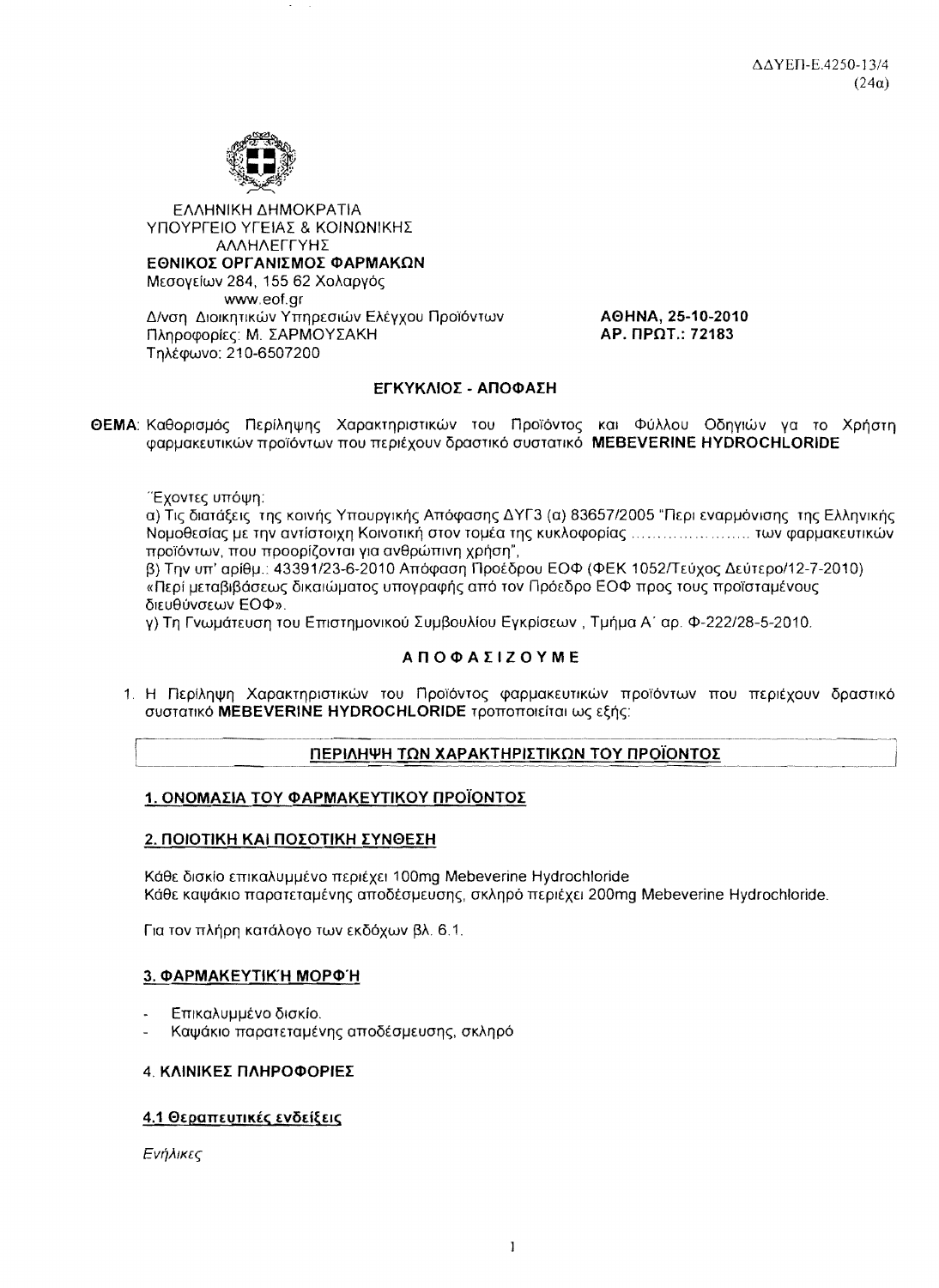ΔΔΥΕΠ-Ε.4250-13/4
(24α)

ΕΛΛΗΝΙΚΗ ΔΗΜΟΚΡΑΤΙΑ
ΥΠΟΥΡΓΕΙΟ ΥΓΕΙΑΣ & ΚΟΙΝΩΝΙΚΗΣ ΑΛΛΗΛΕΓΓΥΗΣ
**ΕΘΝΙΚΟΣ ΟΡΓΑΝΙΣΜΟΣ ΦΑΡΜΑΚΩΝ**
Μεσογείων 284, 155 62 Χολαργός
www.eof.gr
Δ/νση Διοικητικών Υπηρεσιών Ελέγχου Προϊόντων
Πληροφορίες: Μ. ΣΑΡΜΟΥΣΑΚΗ
Τηλέφωνο: 210-6507200

**ΑΘΗΝΑ, 25-10-2010**
**ΑΡ. ΠΡΩΤ.: 72183**

**ΕΓΚΥΚΛΙΟΣ - ΑΠΟΦΑΣΗ**

**ΘΕΜΑ**: Καθορισμός Περίληψης Χαρακτηριστικών του Προϊόντος και Φύλλου Οδηγιών γα το Χρήστη φαρμακευτικών προϊόντων που περιέχουν δραστικό συστατικό **MEBEVERINE HYDROCHLORIDE**

Έχοντες υπόψη:
α) Τις διατάξεις της κοινής Υπουργικής Απόφασης ΔΥΓ3 (α) 83657/2005 "Περί εναρμόνισης της Ελληνικής Νομοθεσίας με την αντίστοιχη Κοινοτική στον τομέα της κυκλοφορίας ...................... των φαρμακευτικών προϊόντων, που προορίζονται για ανθρώπινη χρήση",
β) Την υπ' αριθμ.: 43391/23-6-2010 Απόφαση Προέδρου ΕΟΦ (ΦΕΚ 1052/Τεύχος Δεύτερο/12-7-2010) «Περί μεταβιβάσεως δικαιώματος υπογραφής από τον Πρόεδρο ΕΟΦ προς τους προϊσταμένους διευθύνσεων ΕΟΦ».
γ) Τη Γνωμάτευση του Επιστημονικού Συμβουλίου Εγκρίσεων , Τμήμα Α' αρ. Φ-222/28-5-2010.

**Α Π Ο Φ Α Σ Ι Ζ Ο Υ Μ Ε**

1. Η Περίληψη Χαρακτηριστικών του Προϊόντος φαρμακευτικών προϊόντων που περιέχουν δραστικό συστατικό **MEBEVERINE HYDROCHLORIDE** τροποποιείται ως εξής:

## ΠΕΡΙΛΗΨΗ ΤΩΝ ΧΑΡΑΚΤΗΡΙΣΤΙΚΩΝ ΤΟΥ ΠΡΟΪΟΝΤΟΣ

### 1. ΟΝΟΜΑΣΙΑ ΤΟΥ ΦΑΡΜΑΚΕΥΤΙΚΟΥ ΠΡΟΪΟΝΤΟΣ

### 2. ΠΟΙΟΤΙΚΗ ΚΑΙ ΠΟΣΟΤΙΚΗ ΣΥΝΘΕΣΗ

Κάθε δισκίο επικαλυμμένο περιέχει 100mg Mebeverine Hydrochloride
Κάθε καψάκιο παρατεταμένης αποδέσμευσης, σκληρό περιέχει 200mg Mebeverine Hydrochloride.

Για τον πλήρη κατάλογο των εκδόχων βλ. 6.1.

### 3. ΦΑΡΜΑΚΕΥΤΙΚΉ ΜΟΡΦΉ

- Επικαλυμμένο δισκίο.
- Καψάκιο παρατεταμένης αποδέσμευσης, σκληρό

### 4. ΚΛΙΝΙΚΕΣ ΠΛΗΡΟΦΟΡΙΕΣ

#### 4.1 Θεραπευτικές ενδείξεις

*Ενήλικες*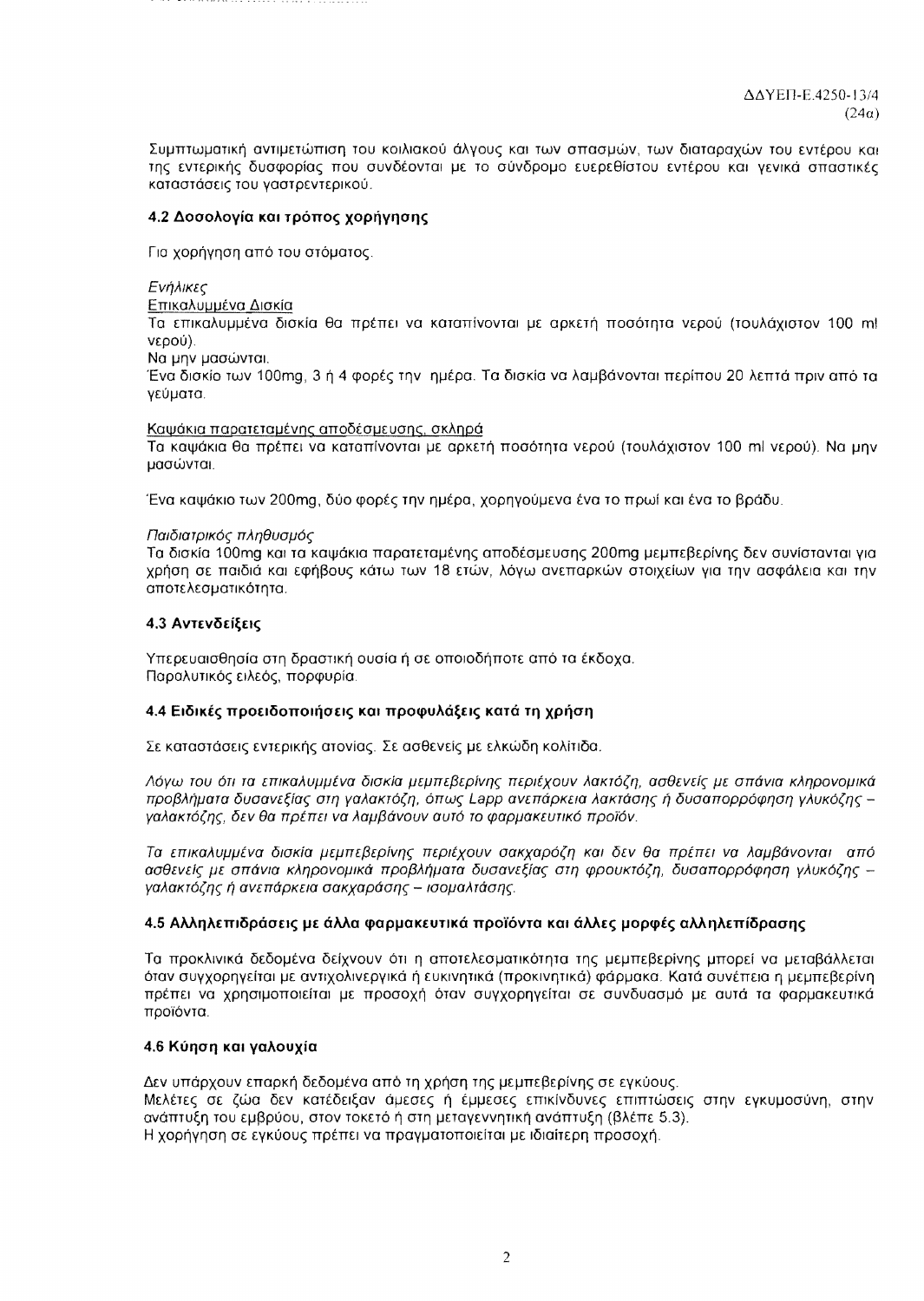ΔΔΥΕΠ-Ε.4250-13/4
(24α)

Συμπτωματική αντιμετώπιση του κοιλιακού άλγους και των σπασμών, των διαταραχών του εντέρου και της εντερικής δυσφορίας που συνδέονται με το σύνδρομο ευερεθίστου εντέρου και γενικά σπαστικές καταστάσεις του γαστρεντερικού.

### 4.2 Δοσολογία και τρόπος χορήγησης

Για χορήγηση από του στόματος.

*Ενήλικες*

Επικαλυμμένα Δισκία

Τα επικαλυμμένα δισκία θα πρέπει να καταπίνονται με αρκετή ποσότητα νερού (τουλάχιστον 100 ml νερού).

Να μην μασώνται.

Ένα δισκίο των 100mg, 3 ή 4 φορές την ημέρα. Τα δισκία να λαμβάνονται περίπου 20 λεπτά πριν από τα γεύματα.

Καψάκια παρατεταμένης αποδέσμευσης, σκληρά

Τα καψάκια θα πρέπει να καταπίνονται με αρκετή ποσότητα νερού (τουλάχιστον 100 ml νερού). Να μην μασώνται.

Ένα καψάκιο των 200mg, δύο φορές την ημέρα, χορηγούμενα ένα το πρωί και ένα το βράδυ.

*Παιδιατρικός πληθυσμός*

Τα δισκία 100mg και τα καψάκια παρατεταμένης αποδέσμευσης 200mg μεμπεβερίνης δεν συνίστανται για χρήση σε παιδιά και εφήβους κάτω των 18 ετών, λόγω ανεπαρκών στοιχείων για την ασφάλεια και την αποτελεσματικότητα.

### 4.3 Αντενδείξεις

Υπερευαισθησία στη δραστική ουσία ή σε οποιοδήποτε από τα έκδοχα.
Παραλυτικός ειλεός, πορφυρία.

### 4.4 Ειδικές προειδοποιήσεις και προφυλάξεις κατά τη χρήση

Σε καταστάσεις εντερικής ατονίας. Σε ασθενείς με ελκώδη κολίτιδα.

*Λόγω του ότι τα επικαλυμμένα δισκία μεμπεβερίνης περιέχουν λακτόζη, ασθενείς με σπάνια κληρονομικά προβλήματα δυσανεξίας στη γαλακτόζη, όπως Lapp ανεπάρκεια λακτάσης ή δυσαπορρόφηση γλυκόζης – γαλακτόζης, δεν θα πρέπει να λαμβάνουν αυτό το φαρμακευτικό προϊόν.*

*Τα επικαλυμμένα δισκία μεμπεβερίνης περιέχουν σακχαρόζη και δεν θα πρέπει να λαμβάνονται από ασθενείς με σπάνια κληρονομικά προβλήματα δυσανεξίας στη φρουκτόζη, δυσαπορρόφηση γλυκόζης – γαλακτόζης ή ανεπάρκεια σακχαράσης – ισομαλτάσης.*

### 4.5 Αλληλεπιδράσεις με άλλα φαρμακευτικά προϊόντα και άλλες μορφές αλληλεπίδρασης

Τα προκλινικά δεδομένα δείχνουν ότι η αποτελεσματικότητα της μεμπεβερίνης μπορεί να μεταβάλλεται όταν συγχορηγείται με αντιχολινεργικά ή ευκινητικά (προκινητικά) φάρμακα. Κατά συνέπεια η μεμπεβερίνη πρέπει να χρησιμοποιείται με προσοχή όταν συγχορηγείται σε συνδυασμό με αυτά τα φαρμακευτικά προϊόντα.

### 4.6 Κύηση και γαλουχία

Δεν υπάρχουν επαρκή δεδομένα από τη χρήση της μεμπεβερίνης σε εγκύους.
Μελέτες σε ζώα δεν κατέδειξαν άμεσες ή έμμεσες επικίνδυνες επιπτώσεις στην εγκυμοσύνη, στην ανάπτυξη του εμβρύου, στον τοκετό ή στη μεταγεννητική ανάπτυξη (βλέπε 5.3).
Η χορήγηση σε εγκύους πρέπει να πραγματοποιείται με ιδιαίτερη προσοχή.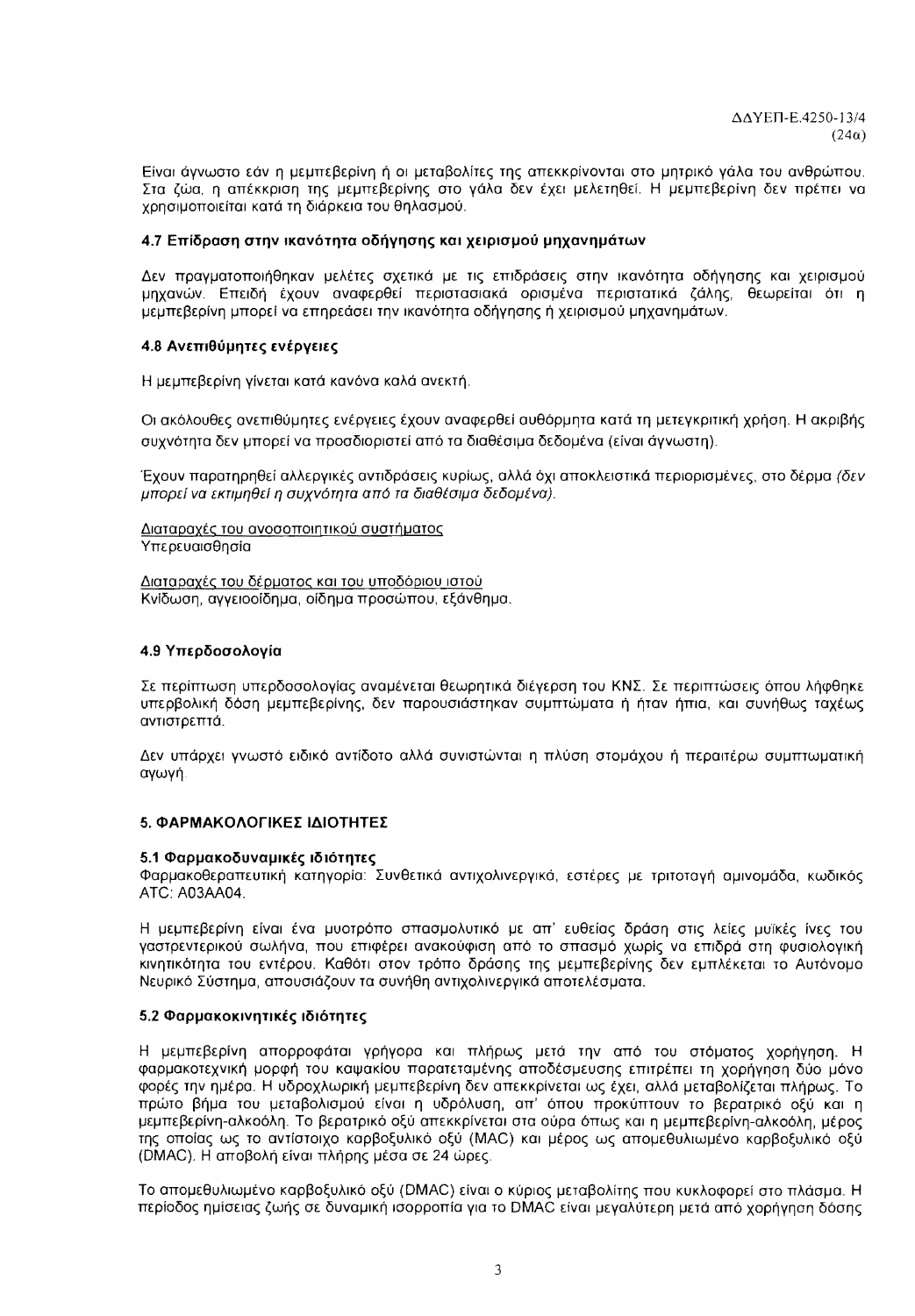Είναι άγνωστο εάν η μεμπεβερίνη ή οι μεταβολίτες της απεκκρίνονται στο μητρικό γάλα του ανθρώπου. Στα ζώα, η απέκκριση της μεμπεβερίνης στο γάλα δεν έχει μελετηθεί. Η μεμπεβερίνη δεν πρέπει να χρησιμοποιείται κατά τη διάρκεια του θηλασμού.

### 4.7 Επίδραση στην ικανότητα οδήγησης και χειρισμού μηχανημάτων

Δεν πραγματοποιήθηκαν μελέτες σχετικά με τις επιδράσεις στην ικανότητα οδήγησης και χειρισμού μηχανών. Επειδή έχουν αναφερθεί περιστασιακά ορισμένα περιστατικά ζάλης, θεωρείται ότι η μεμπεβερίνη μπορεί να επηρεάσει την ικανότητα οδήγησης ή χειρισμού μηχανημάτων.

### 4.8 Ανεπιθύμητες ενέργειες

Η μεμπεβερίνη γίνεται κατά κανόνα καλά ανεκτή.

Οι ακόλουθες ανεπιθύμητες ενέργειες έχουν αναφερθεί αυθόρμητα κατά τη μετεγκριτική χρήση. Η ακριβής συχνότητα δεν μπορεί να προσδιοριστεί από τα διαθέσιμα δεδομένα (είναι άγνωστη).

Έχουν παρατηρηθεί αλλεργικές αντιδράσεις κυρίως, αλλά όχι αποκλειστικά περιορισμένες, στο δέρμα *(δεν μπορεί να εκτιμηθεί η συχνότητα από τα διαθέσιμα δεδομένα)*.

<u>Διαταραχές του ανοσοποιητικού συστήματος</u>
Υπερευαισθησία

<u>Διαταραχές του δέρματος και του υποδόριου ιστού</u>
Κνίδωση, αγγειοοίδημα, οίδημα προσώπου, εξάνθημα.

### 4.9 Υπερδοσολογία

Σε περίπτωση υπερδοσολογίας αναμένεται θεωρητικά διέγερση του ΚΝΣ. Σε περιπτώσεις όπου λήφθηκε υπερβολική δόση μεμπεβερίνης, δεν παρουσιάστηκαν συμπτώματα ή ήταν ήπια, και συνήθως ταχέως αντιστρεπτά.

Δεν υπάρχει γνωστό ειδικό αντίδοτο αλλά συνιστώνται η πλύση στομάχου ή περαιτέρω συμπτωματική αγωγή.

## 5. ΦΑΡΜΑΚΟΛΟΓΙΚΕΣ ΙΔΙΟΤΗΤΕΣ

### 5.1 Φαρμακοδυναμικές ιδιότητες

Φαρμακοθεραπευτική κατηγορία: Συνθετικά αντιχολινεργικά, εστέρες με τριτοταγή αμινομάδα, κωδικός ATC: A03AA04.

Η μεμπεβερίνη είναι ένα μυοτρόπο σπασμολυτικό με απ' ευθείας δράση στις λείες μυϊκές ίνες του γαστρεντερικού σωλήνα, που επιφέρει ανακούφιση από το σπασμό χωρίς να επιδρά στη φυσιολογική κινητικότητα του εντέρου. Καθότι στον τρόπο δράσης της μεμπεβερίνης δεν εμπλέκεται το Αυτόνομο Νευρικό Σύστημα, απουσιάζουν τα συνήθη αντιχολινεργικά αποτελέσματα.

### 5.2 Φαρμακοκινητικές ιδιότητες

Η μεμπεβερίνη απορροφάται γρήγορα και πλήρως μετά την από του στόματος χορήγηση. Η φαρμακοτεχνική μορφή του καψακίου παρατεταμένης αποδέσμευσης επιτρέπει τη χορήγηση δύο μόνο φορές την ημέρα. Η υδροχλωρική μεμπεβερίνη δεν απεκκρίνεται ως έχει, αλλά μεταβολίζεται πλήρως. Το πρώτο βήμα του μεταβολισμού είναι η υδρόλυση, απ' όπου προκύπτουν το βερατρικό οξύ και η μεμπεβερίνη-αλκοόλη. Το βερατρικό οξύ απεκκρίνεται στα ούρα όπως και η μεμπεβερίνη-αλκοόλη, μέρος της οποίας ως το αντίστοιχο καρβοξυλικό οξύ (MAC) και μέρος ως απομεθυλιωμένο καρβοξυλικό οξύ (DMAC). Η αποβολή είναι πλήρης μέσα σε 24 ώρες.

Το απομεθυλιωμένο καρβοξυλικό οξύ (DMAC) είναι ο κύριος μεταβολίτης που κυκλοφορεί στο πλάσμα. Η περίοδος ημίσειας ζωής σε δυναμική ισορροπία για το DMAC είναι μεγαλύτερη μετά από χορήγηση δόσης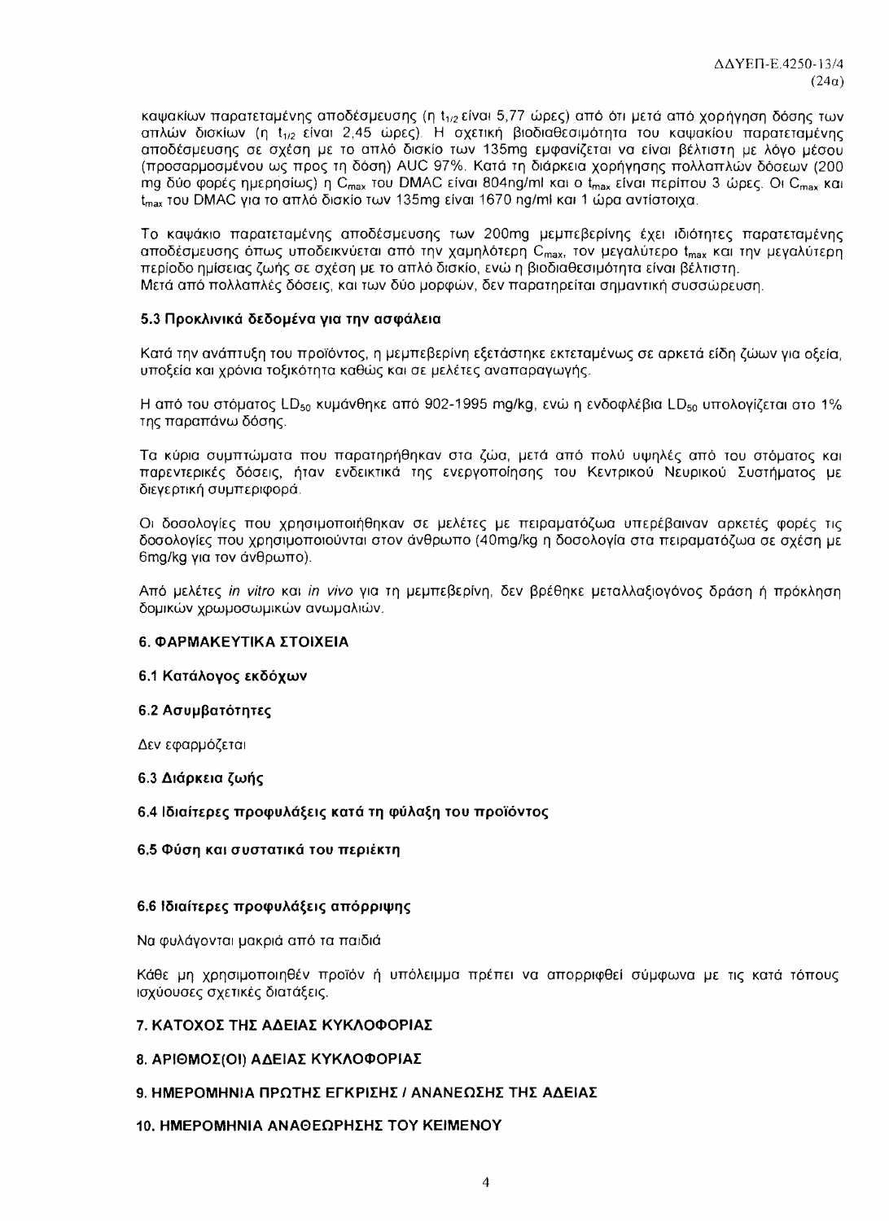καψακίων παρατεταμένης αποδέσμευσης (η $t_{1/2}$ είναι 5,77 ώρες) από ότι μετά από χορήγηση δόσης των απλών δισκίων (η $t_{1/2}$ είναι 2,45 ώρες). Η σχετική βιοδιαθεσιμότητα του καψακίου παρατεταμένης αποδέσμευσης σε σχέση με το απλό δισκίο των 135mg εμφανίζεται να είναι βέλτιστη με λόγο μέσου (προσαρμοσμένου ως προς τη δόση) AUC 97%. Κατά τη διάρκεια χορήγησης πολλαπλών δόσεων (200 mg δύο φορές ημερησίως) η $C_{max}$ του DMAC είναι 804ng/ml και ο $t_{max}$ είναι περίπου 3 ώρες. Οι $C_{max}$ και $t_{max}$ του DMAC για το απλό δισκίο των 135mg είναι 1670 ng/ml και 1 ώρα αντίστοιχα.

Το καψάκιο παρατεταμένης αποδέσμευσης των 200mg μεμπεβερίνης έχει ιδιότητες παρατεταμένης αποδέσμευσης όπως υποδεικνύεται από την χαμηλότερη $C_{max}$, τον μεγαλύτερο $t_{max}$ και την μεγαλύτερη περίοδο ημίσειας ζωής σε σχέση με το απλό δισκίο, ενώ η βιοδιαθεσιμότητα είναι βέλτιστη.
Μετά από πολλαπλές δόσεις, και των δύο μορφών, δεν παρατηρείται σημαντική συσσώρευση.

### 5.3 Προκλινικά δεδομένα για την ασφάλεια

Κατά την ανάπτυξη του προϊόντος, η μεμπεβερίνη εξετάστηκε εκτεταμένως σε αρκετά είδη ζώων για οξεία, υποξεία και χρόνια τοξικότητα καθώς και σε μελέτες αναπαραγωγής.

Η από του στόματος $LD_{50}$ κυμάνθηκε από 902-1995 mg/kg, ενώ η ενδοφλέβια $LD_{50}$ υπολογίζεται στο 1% της παραπάνω δόσης.

Τα κύρια συμπτώματα που παρατηρήθηκαν στα ζώα, μετά από πολύ υψηλές από του στόματος και παρεντερικές δόσεις, ήταν ενδεικτικά της ενεργοποίησης του Κεντρικού Νευρικού Συστήματος με διεγερτική συμπεριφορά.

Οι δοσολογίες που χρησιμοποιήθηκαν σε μελέτες με πειραματόζωα υπερέβαιναν αρκετές φορές τις δοσολογίες που χρησιμοποιούνται στον άνθρωπο (40mg/kg η δοσολογία στα πειραματόζωα σε σχέση με 6mg/kg για τον άνθρωπο).

Από μελέτες *in vitro* και *in vivo* για τη μεμπεβερίνη, δεν βρέθηκε μεταλλαξιογόνος δράση ή πρόκληση δομικών χρωμοσωμικών ανωμαλιών.

## 6. ΦΑΡΜΑΚΕΥΤΙΚΑ ΣΤΟΙΧΕΙΑ

### 6.1 Κατάλογος εκδόχων

### 6.2 Ασυμβατότητες

Δεν εφαρμόζεται

### 6.3 Διάρκεια ζωής

### 6.4 Ιδιαίτερες προφυλάξεις κατά τη φύλαξη του προϊόντος

### 6.5 Φύση και συστατικά του περιέκτη

### 6.6 Ιδιαίτερες προφυλάξεις απόρριψης

Να φυλάγονται μακριά από τα παιδιά

Κάθε μη χρησιμοποιηθέν προϊόν ή υπόλειμμα πρέπει να απορριφθεί σύμφωνα με τις κατά τόπους ισχύουσες σχετικές διατάξεις.

## 7. ΚΑΤΟΧΟΣ ΤΗΣ ΑΔΕΙΑΣ ΚΥΚΛΟΦΟΡΙΑΣ

## 8. ΑΡΙΘΜΟΣ(ΟΙ) ΑΔΕΙΑΣ ΚΥΚΛΟΦΟΡΙΑΣ

## 9. ΗΜΕΡΟΜΗΝΙΑ ΠΡΩΤΗΣ ΕΓΚΡΙΣΗΣ / ΑΝΑΝΕΩΣΗΣ ΤΗΣ ΑΔΕΙΑΣ

## 10. ΗΜΕΡΟΜΗΝΙΑ ΑΝΑΘΕΩΡΗΣΗΣ ΤΟΥ ΚΕΙΜΕΝΟΥ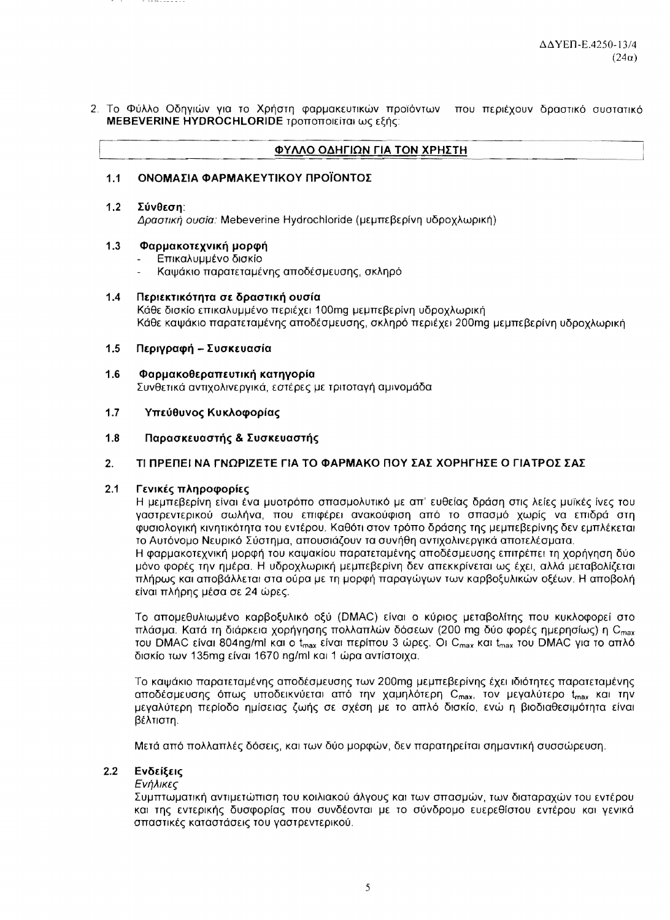ΔΔΥΕΠ-Ε.4250-13/4
(24α)

2. Το Φύλλο Οδηγιών για το Χρήστη φαρμακευτικών προϊόντων που περιέχουν δραστικό συστατικό **MEBEVERINE HYDROCHLORIDE** τροποποιείται ως εξής:

## ΦΥΛΛΟ ΟΔΗΓΙΩΝ ΓΙΑ ΤΟΝ ΧΡΗΣΤΗ

### 1.1 ΟΝΟΜΑΣΙΑ ΦΑΡΜΑΚΕΥΤΙΚΟΥ ΠΡΟΪΟΝΤΟΣ

### 1.2 Σύνθεση:

*Δραστική ουσία:* Mebeverine Hydrochloride (μεμπεβερίνη υδροχλωρική)

### 1.3 Φαρμακοτεχνική μορφή

- Επικαλυμμένο δισκίο
- Καψάκιο παρατεταμένης αποδέσμευσης, σκληρό

### 1.4 Περιεκτικότητα σε δραστική ουσία

Κάθε δισκίο επικαλυμμένο περιέχει 100mg μεμπεβερίνη υδροχλωρική
Κάθε καψάκιο παρατεταμένης αποδέσμευσης, σκληρό περιέχει 200mg μεμπεβερίνη υδροχλωρική

### 1.5 Περιγραφή – Συσκευασία

### 1.6 Φαρμακοθεραπευτική κατηγορία

Συνθετικά αντιχολινεργικά, εστέρες με τριτοταγή αμινομάδα

### 1.7 Υπεύθυνος Κυκλοφορίας

### 1.8 Παρασκευαστής & Συσκευαστής

### 2. ΤΙ ΠΡΕΠΕΙ ΝΑ ΓΝΩΡΙΖΕΤΕ ΓΙΑ ΤΟ ΦΑΡΜΑΚΟ ΠΟΥ ΣΑΣ ΧΟΡΗΓΗΣΕ Ο ΓΙΑΤΡΟΣ ΣΑΣ

### 2.1 Γενικές πληροφορίες

Η μεμπεβερίνη είναι ένα μυοτρόπο σπασμολυτικό με απ' ευθείας δράση στις λείες μυϊκές ίνες του γαστρεντερικού σωλήνα, που επιφέρει ανακούφιση από το σπασμό χωρίς να επιδρά στη φυσιολογική κινητικότητα του εντέρου. Καθότι στον τρόπο δράσης της μεμπεβερίνης δεν εμπλέκεται το Αυτόνομο Νευρικό Σύστημα, απουσιάζουν τα συνήθη αντιχολινεργικά αποτελέσματα.
Η φαρμακοτεχνική μορφή του καψακίου παρατεταμένης αποδέσμευσης επιτρέπει τη χορήγηση δύο μόνο φορές την ημέρα. Η υδροχλωρική μεμπεβερίνη δεν απεκκρίνεται ως έχει, αλλά μεταβολίζεται πλήρως και αποβάλλεται στα ούρα με τη μορφή παραγώγων των καρβοξυλικών οξέων. Η αποβολή είναι πλήρης μέσα σε 24 ώρες.

Το απομεθυλιωμένο καρβοξυλικό οξύ (DMAC) είναι ο κύριος μεταβολίτης που κυκλοφορεί στο πλάσμα. Κατά τη διάρκεια χορήγησης πολλαπλών δόσεων (200 mg δύο φορές ημερησίως) η $C_{max}$ του DMAC είναι 804ng/ml και ο $t_{max}$ είναι περίπου 3 ώρες. Οι $C_{max}$ και $t_{max}$ του DMAC για το απλό δισκίο των 135mg είναι 1670 ng/ml και 1 ώρα αντίστοιχα.

Το καψάκιο παρατεταμένης αποδέσμευσης των 200mg μεμπεβερίνης έχει ιδιότητες παρατεταμένης αποδέσμευσης όπως υποδεικνύεται από την χαμηλότερη $C_{max}$, τον μεγαλύτερο $t_{max}$ και την μεγαλύτερη περίοδο ημίσειας ζωής σε σχέση με το απλό δισκίο, ενώ η βιοδιαθεσιμότητα είναι βέλτιστη.

Μετά από πολλαπλές δόσεις, και των δύο μορφών, δεν παρατηρείται σημαντική συσσώρευση.

### 2.2 Ενδείξεις

*Ενήλικες*

Συμπτωματική αντιμετώπιση του κοιλιακού άλγους και των σπασμών, των διαταραχών του εντέρου και της εντερικής δυσφορίας που συνδέονται με το σύνδρομο ευερέθιστου εντέρου και γενικά σπαστικές καταστάσεις του γαστρεντερικού.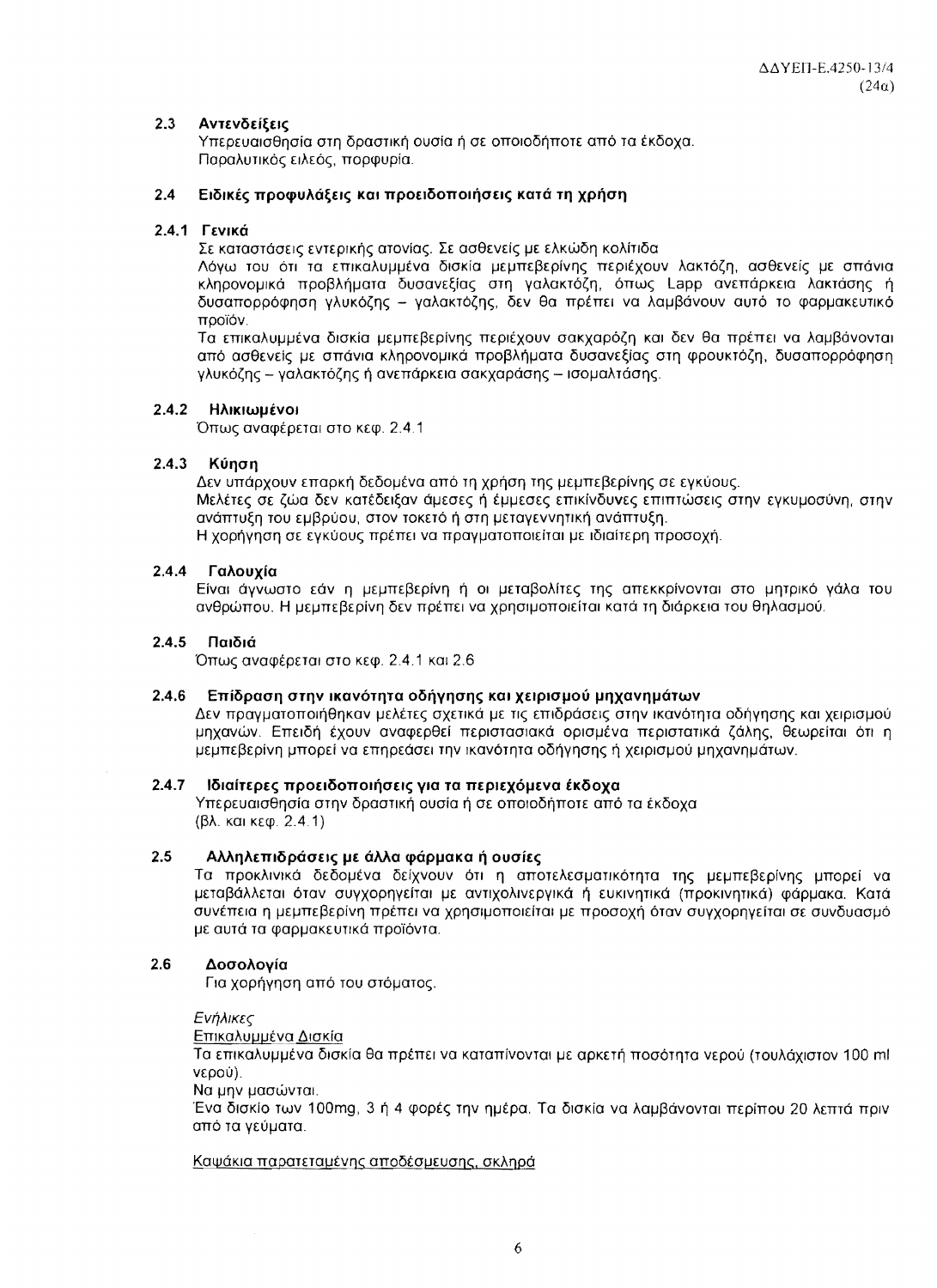### 2.3 Αντενδείξεις

Υπερευαισθησία στη δραστική ουσία ή σε οποιοδήποτε από τα έκδοχα.
Παραλυτικός ειλεός, πορφυρία.

### 2.4 Ειδικές προφυλάξεις και προειδοποιήσεις κατά τη χρήση

#### 2.4.1 Γενικά

Σε καταστάσεις εντερικής ατονίας. Σε ασθενείς με ελκώδη κολίτιδα
Λόγω του ότι τα επικαλυμμένα δισκία μεμπεβερίνης περιέχουν λακτόζη, ασθενείς με σπάνια κληρονομικά προβλήματα δυσανεξίας στη γαλακτόζη, όπως Lapp ανεπάρκεια λακτάσης ή δυσαπορρόφηση γλυκόζης – γαλακτόζης, δεν θα πρέπει να λαμβάνουν αυτό το φαρμακευτικό προϊόν.
Τα επικαλυμμένα δισκία μεμπεβερίνης περιέχουν σακχαρόζη και δεν θα πρέπει να λαμβάνονται από ασθενείς με σπάνια κληρονομικά προβλήματα δυσανεξίας στη φρουκτόζη, δυσαπορρόφηση γλυκόζης – γαλακτόζης ή ανεπάρκεια σακχαράσης – ισομαλτάσης.

#### 2.4.2 Ηλικιωμένοι

Όπως αναφέρεται στο κεφ. 2.4.1

#### 2.4.3 Κύηση

Δεν υπάρχουν επαρκή δεδομένα από τη χρήση της μεμπεβερίνης σε εγκύους.
Μελέτες σε ζώα δεν κατέδειξαν άμεσες ή έμμεσες επικίνδυνες επιπτώσεις στην εγκυμοσύνη, στην ανάπτυξη του εμβρύου, στον τοκετό ή στη μεταγεννητική ανάπτυξη.
Η χορήγηση σε εγκύους πρέπει να πραγματοποιείται με ιδιαίτερη προσοχή.

#### 2.4.4 Γαλουχία

Είναι άγνωστο εάν η μεμπεβερίνη ή οι μεταβολίτες της απεκκρίνονται στο μητρικό γάλα του ανθρώπου. Η μεμπεβερίνη δεν πρέπει να χρησιμοποιείται κατά τη διάρκεια του θηλασμού.

#### 2.4.5 Παιδιά

Όπως αναφέρεται στο κεφ. 2.4.1 και 2.6

#### 2.4.6 Επίδραση στην ικανότητα οδήγησης και χειρισμού μηχανημάτων

Δεν πραγματοποιήθηκαν μελέτες σχετικά με τις επιδράσεις στην ικανότητα οδήγησης και χειρισμού μηχανών. Επειδή έχουν αναφερθεί περιστασιακά ορισμένα περιστατικά ζάλης, θεωρείται ότι η μεμπεβερίνη μπορεί να επηρεάσει την ικανότητα οδήγησης ή χειρισμού μηχανημάτων.

#### 2.4.7 Ιδιαίτερες προειδοποιήσεις για τα περιεχόμενα έκδοχα

Υπερευαισθησία στην δραστική ουσία ή σε οποιοδήποτε από τα έκδοχα
(βλ. και κεφ. 2.4.1)

### 2.5 Αλληλεπιδράσεις με άλλα φάρμακα ή ουσίες

Τα προκλινικά δεδομένα δείχνουν ότι η αποτελεσματικότητα της μεμπεβερίνης μπορεί να μεταβάλλεται όταν συγχορηγείται με αντιχολινεργικά ή ευκινητικά (προκινητικά) φάρμακα. Κατά συνέπεια η μεμπεβερίνη πρέπει να χρησιμοποιείται με προσοχή όταν συγχορηγείται σε συνδυασμό με αυτά τα φαρμακευτικά προϊόντα.

### 2.6 Δοσολογία

Για χορήγηση από του στόματος.

*Ενήλικες*

Επικαλυμμένα Δισκία

Τα επικαλυμμένα δισκία θα πρέπει να καταπίνονται με αρκετή ποσότητα νερού (τουλάχιστον 100 ml νερού).
Να μην μασώνται.
Ένα δισκίο των 100mg, 3 ή 4 φορές την ημέρα. Τα δισκία να λαμβάνονται περίπου 20 λεπτά πριν από τα γεύματα.

Καψάκια παρατεταμένης αποδέσμευσης, σκληρά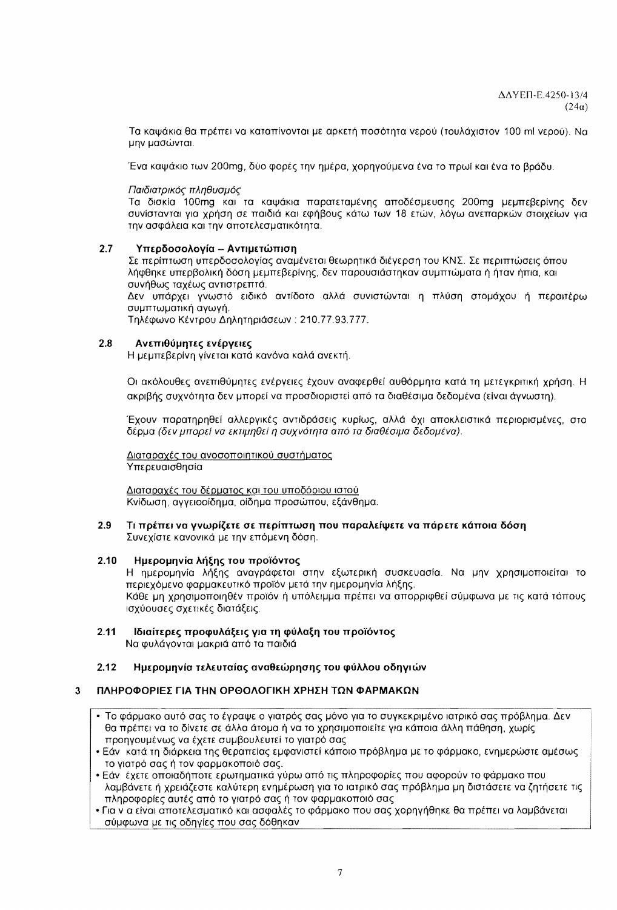Τα καψάκια θα πρέπει να καταπίνονται με αρκετή ποσότητα νερού (τουλάχιστον 100 ml νερού). Να μην μασώνται.

Ένα καψάκιο των 200mg, δύο φορές την ημέρα, χορηγούμενα ένα το πρωί και ένα το βράδυ.

*Παιδιατρικός πληθυσμός*
Τα δισκία 100mg και τα καψάκια παρατεταμένης αποδέσμευσης 200mg μεμπεβερίνης δεν συνίστανται για χρήση σε παιδιά και εφήβους κάτω των 18 ετών, λόγω ανεπαρκών στοιχείων για την ασφάλεια και την αποτελεσματικότητα.

### 2.7 Υπερδοσολογία – Αντιμετώπιση

Σε περίπτωση υπερδοσολογίας αναμένεται θεωρητικά διέγερση του ΚΝΣ. Σε περιπτώσεις όπου λήφθηκε υπερβολική δόση μεμπεβερίνης, δεν παρουσιάστηκαν συμπτώματα ή ήταν ήπια, και συνήθως ταχέως αντιστρεπτά.
Δεν υπάρχει γνωστό ειδικό αντίδοτο αλλά συνιστώνται η πλύση στομάχου ή περαιτέρω συμπτωματική αγωγή.
Τηλέφωνο Κέντρου Δηλητηριάσεων : 210.77.93.777.

### 2.8 Ανεπιθύμητες ενέργειες

Η μεμπεβερίνη γίνεται κατά κανόνα καλά ανεκτή.

Οι ακόλουθες ανεπιθύμητες ενέργειες έχουν αναφερθεί αυθόρμητα κατά τη μετεγκριτική χρήση. Η ακριβής συχνότητα δεν μπορεί να προσδιοριστεί από τα διαθέσιμα δεδομένα (είναι άγνωστη).

Έχουν παρατηρηθεί αλλεργικές αντιδράσεις κυρίως, αλλά όχι αποκλειστικά περιορισμένες, στο δέρμα *(δεν μπορεί να εκτιμηθεί η συχνότητα από τα διαθέσιμα δεδομένα)*.

Διαταραχές του ανοσοποιητικού συστήματος
Υπερευαισθησία

Διαταραχές του δέρματος και του υποδόριου ιστού
Κνίδωση, αγγειοοίδημα, οίδημα προσώπου, εξάνθημα.

### 2.9 Τι πρέπει να γνωρίζετε σε περίπτωση που παραλείψετε να πάρετε κάποια δόση

Συνεχίστε κανονικά με την επόμενη δόση.

### 2.10 Ημερομηνία λήξης του προϊόντος

Η ημερομηνία λήξης αναγράφεται στην εξωτερική συσκευασία. Να μην χρησιμοποιείται το περιεχόμενο φαρμακευτικό προϊόν μετά την ημερομηνία λήξης.
Κάθε μη χρησιμοποιηθέν προϊόν ή υπόλειμμα πρέπει να απορριφθεί σύμφωνα με τις κατά τόπους ισχύουσες σχετικές διατάξεις.

### 2.11 Ιδιαίτερες προφυλάξεις για τη φύλαξη του προϊόντος

Να φυλάγονται μακριά από τα παιδιά

### 2.12 Ημερομηνία τελευταίας αναθεώρησης του φύλλου οδηγιών

## 3 ΠΛΗΡΟΦΟΡΙΕΣ ΓΙΑ ΤΗΝ ΟΡΘΟΛΟΓΙΚΗ ΧΡΗΣΗ ΤΩΝ ΦΑΡΜΑΚΩΝ

- Το φάρμακο αυτό σας το έγραψε ο γιατρός σας μόνο για το συγκεκριμένο ιατρικό σας πρόβλημα. Δεν θα πρέπει να το δίνετε σε άλλα άτομα ή να το χρησιμοποιείτε για κάποια άλλη πάθηση, χωρίς προηγουμένως να έχετε συμβουλευτεί το γιατρό σας
- Εάν κατά τη διάρκεια της θεραπείας εμφανιστεί κάποιο πρόβλημα με το φάρμακο, ενημερώστε αμέσως το γιατρό σας ή τον φαρμακοποιό σας.
- Εάν έχετε οποιαδήποτε ερωτηματικά γύρω από τις πληροφορίες που αφορούν το φάρμακο που λαμβάνετε ή χρειάζεστε καλύτερη ενημέρωση για το ιατρικό σας πρόβλημα μη διστάσετε να ζητήσετε τις πληροφορίες αυτές από το γιατρό σας ή τον φαρμακοποιό σας
- Για ν α είναι αποτελεσματικό και ασφαλές το φάρμακο που σας χορηγήθηκε θα πρέπει να λαμβάνεται σύμφωνα με τις οδηγίες που σας δόθηκαν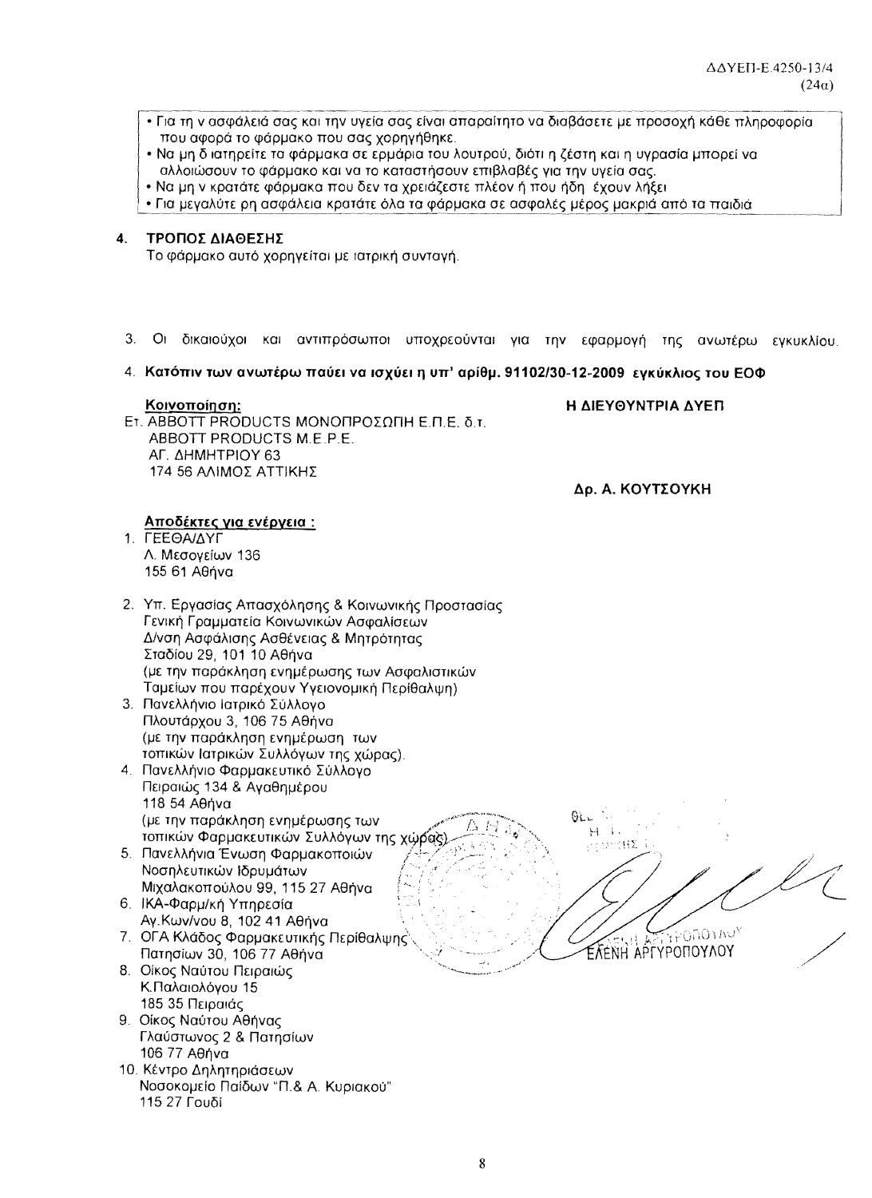ΔΔΥΕΠ-Ε.4250-13/4
(24α)

- Για τη ν ασφάλειά σας και την υγεία σας είναι απαραίτητο να διαβάσετε με προσοχή κάθε πληροφορία που αφορά το φάρμακο που σας χορηγήθηκε.
- Να μη δ ιατηρείτε τα φάρμακα σε ερμάρια του λουτρού, διότι η ζέστη και η υγρασία μπορεί να αλλοιώσουν το φάρμακο και να το καταστήσουν επιβλαβές για την υγεία σας.
- Να μη ν κρατάτε φάρμακα που δεν τα χρειάζεστε πλέον ή που ήδη έχουν λήξει
- Για μεγαλύτε ρη ασφάλεια κρατάτε όλα τα φάρμακα σε ασφαλές μέρος μακριά από τα παιδιά

## 4. ΤΡΟΠΟΣ ΔΙΑΘΕΣΗΣ

Το φάρμακο αυτό χορηγείται με ιατρική συνταγή.

3. Οι δικαιούχοι και αντιπρόσωποι υποχρεούνται για την εφαρμογή της ανωτέρω εγκυκλίου.
4. **Κατόπιν των ανωτέρω παύει να ισχύει η υπ' αριθμ. 91102/30-12-2009 εγκύκλιος του ΕΟΦ**

**Κοινοποίηση:**
Ετ. ABBOTT PRODUCTS ΜΟΝΟΠΡΟΣΩΠΗ Ε.Π.Ε. δ.τ.
ABBOTT PRODUCTS M.E.P.E.
ΑΓ. ΔΗΜΗΤΡΙΟΥ 63
174 56 ΑΛΙΜΟΣ ΑΤΤΙΚΗΣ

**Η ΔΙΕΥΘΥΝΤΡΙΑ ΔΥΕΠ**

**Δρ. Α. ΚΟΥΤΣΟΥΚΗ**

**Αποδέκτες για ενέργεια :**

1. ΓΕΕΘΑ/ΔΥΓ
   Λ. Μεσογείων 136
   155 61 Αθήνα
2. Υπ. Εργασίας Απασχόλησης & Κοινωνικής Προστασίας
   Γενική Γραμματεία Κοινωνικών Ασφαλίσεων
   Δ/νση Ασφάλισης Ασθένειας & Μητρότητας
   Σταδίου 29, 101 10 Αθήνα
   (με την παράκληση ενημέρωσης των Ασφαλιστικών Ταμείων που παρέχουν Υγειονομική Περίθαλψη)
3. Πανελλήνιο Ιατρικό Σύλλογο
   Πλουτάρχου 3, 106 75 Αθήνα
   (με την παράκληση ενημέρωση των τοπικών Ιατρικών Συλλόγων της χώρας).
4. Πανελλήνιο Φαρμακευτικό Σύλλογο
   Πειραιώς 134 & Αγαθημέρου
   118 54 Αθήνα
   (με την παράκληση ενημέρωσης των τοπικών Φαρμακευτικών Συλλόγων της χώρας)
5. Πανελλήνια Ένωση Φαρμακοποιών Νοσηλευτικών Ιδρυμάτων
   Μιχαλακοπούλου 99, 115 27 Αθήνα
6. ΙΚΑ-Φαρμ/κή Υπηρεσία
   Αγ.Κων/νου 8, 102 41 Αθήνα
7. ΟΓΑ Κλάδος Φαρμακευτικής Περίθαλψης
   Πατησίων 30, 106 77 Αθήνα
8. Οίκος Ναύτου Πειραιώς
   Κ.Παλαιολόγου 15
   185 35 Πειραιάς
9. Οίκος Ναύτου Αθήνας
   Γλαύστωνος 2 & Πατησίων
   106 77 Αθήνα
10. Κέντρο Δηλητηριάσεων
    Νοσοκομείο Παίδων "Π.& Α. Κυριακού"
    115 27 Γουδί

ΕΛΕΝΗ ΑΡΓΥΡΟΠΟΥΛΟΥ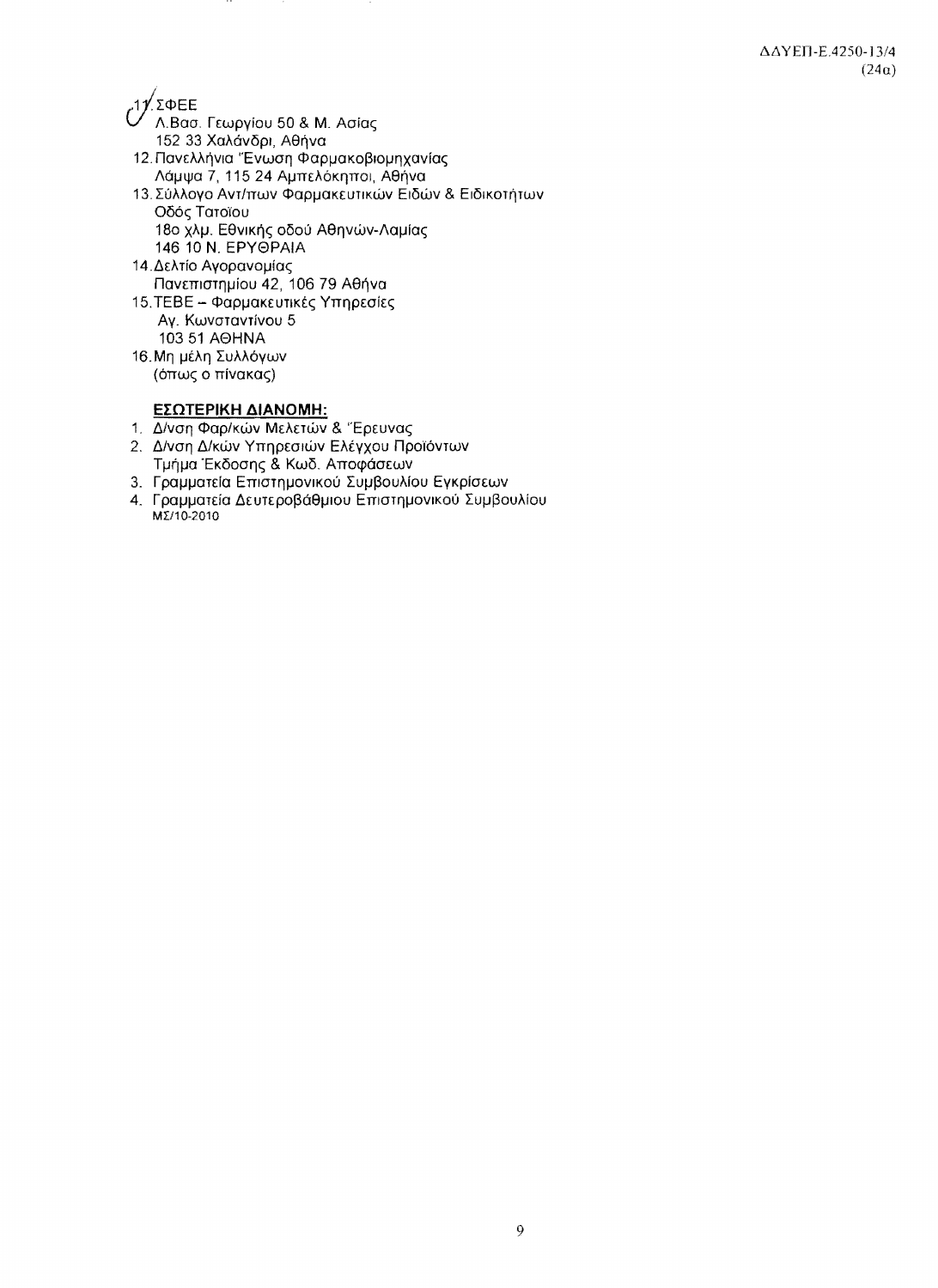11. ΣΦΕΕ
    Λ.Βασ. Γεωργίου 50 & Μ. Ασίας
    152 33 Χαλάνδρι, Αθήνα
12. Πανελλήνια Ένωση Φαρμακοβιομηχανίας
    Λάμψα 7, 115 24 Αμπελόκηποι, Αθήνα
13. Σύλλογο Αντ/πων Φαρμακευτικών Ειδών & Ειδικοτήτων
    Οδός Τατοΐου
    18ο χλμ. Εθνικής οδού Αθηνών-Λαμίας
    146 10 Ν. ΕΡΥΘΡΑΙΑ
14. Δελτίο Αγορανομίας
    Πανεπιστημίου 42, 106 79 Αθήνα
15. ΤΕΒΕ – Φαρμακευτικές Υπηρεσίες
    Αγ. Κωνσταντίνου 5
    103 51 ΑΘΗΝΑ
16. Μη μέλη Συλλόγων
    (όπως ο πίνακας)

**ΕΣΩΤΕΡΙΚΗ ΔΙΑΝΟΜΗ:**

1. Δ/νση Φαρ/κών Μελετών & Έρευνας
2. Δ/νση Δ/κών Υπηρεσιών Ελέγχου Προϊόντων
   Τμήμα Έκδοσης & Κωδ. Αποφάσεων
3. Γραμματεία Επιστημονικού Συμβουλίου Εγκρίσεων
4. Γραμματεία Δευτεροβάθμιου Επιστημονικού Συμβουλίου

ΜΣ/10-2010